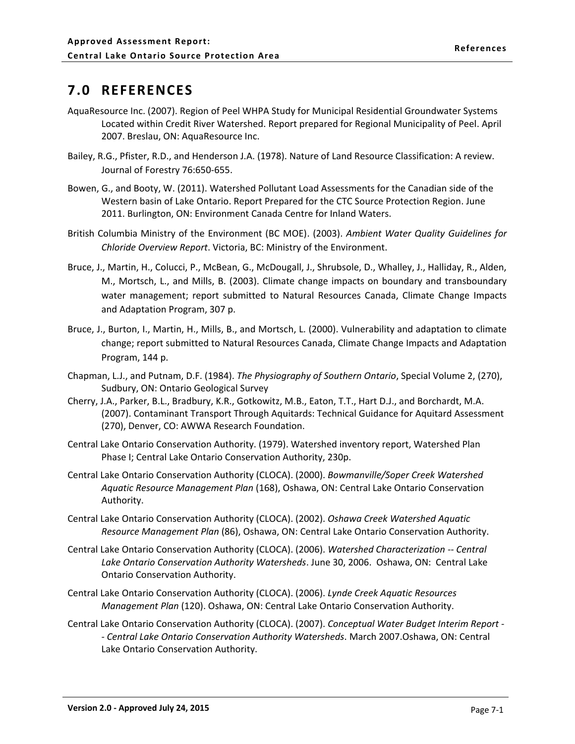# 7.0 REFERENCES

AquaResource Inc. (2007). Region of Peel WHPA Study for Municipal Residential Groundwater Systems Located within Credit River Watershed. Report prepared for Regional Municipality of Peel. April 2007. Breslau, ON: AquaResource Inc.

Bailey, R.G., Pfister, R.D., and Henderson J.A. (1978). Nature of Land Resource Classification: A review. Journal of Forestry 76:650-655.

Bowen, G., and Booty, W. (2011). Watershed Pollutant Load Assessments for the Canadian side of the Western basin of Lake Ontario. Report Prepared for the CTC Source Protection Region. June 2011. Burlington, ON: Environment Canada Centre for Inland Waters.

British Columbia Ministry of the Environment (BC MOE). (2003). *Ambient Water Quality Guidelines for Chloride Overview Report*. Victoria, BC: Ministry of the Environment.

Bruce, J., Martin, H., Colucci, P., McBean, G., McDougall, J., Shrubsole, D., Whalley, J., Halliday, R., Alden, M., Mortsch, L., and Mills, B. (2003). Climate change impacts on boundary and transboundary water management; report submitted to Natural Resources Canada, Climate Change Impacts and Adaptation Program, 307 p.

Bruce, J., Burton, I., Martin, H., Mills, B., and Mortsch, L. (2000). Vulnerability and adaptation to climate change; report submitted to Natural Resources Canada, Climate Change Impacts and Adaptation Program, 144 p.

Chapman, L.J., and Putnam, D.F. (1984). *The Physiography of Southern Ontario*, Special Volume 2, (270), Sudbury, ON: Ontario Geological Survey

Cherry, J.A., Parker, B.L., Bradbury, K.R., Gotkowitz, M.B., Eaton, T.T., Hart D.J., and Borchardt, M.A. (2007). Contaminant Transport Through Aquitards: Technical Guidance for Aquitard Assessment (270), Denver, CO: AWWA Research Foundation.

Central Lake Ontario Conservation Authority. (1979). Watershed inventory report, Watershed Plan Phase I; Central Lake Ontario Conservation Authority, 230p.

Central Lake Ontario Conservation Authority (CLOCA). (2000). *Bowmanville/Soper Creek Watershed Aquatic Resource Management Plan* (168), Oshawa, ON: Central Lake Ontario Conservation Authority.

Central Lake Ontario Conservation Authority (CLOCA). (2002). *Oshawa Creek Watershed Aquatic Resource Management Plan* (86), Oshawa, ON: Central Lake Ontario Conservation Authority.

Central Lake Ontario Conservation Authority (CLOCA). (2006). *Watershed Characterization -- Central Lake Ontario Conservation Authority Watersheds*. June 30, 2006. Oshawa, ON: Central Lake Ontario Conservation Authority.

Central Lake Ontario Conservation Authority (CLOCA). (2006). *Lynde Creek Aquatic Resources Management Plan* (120). Oshawa, ON: Central Lake Ontario Conservation Authority.

Central Lake Ontario Conservation Authority (CLOCA). (2007). *Conceptual Water Budget Interim Report -- Central Lake Ontario Conservation Authority Watersheds*. March 2007.Oshawa, ON: Central Lake Ontario Conservation Authority.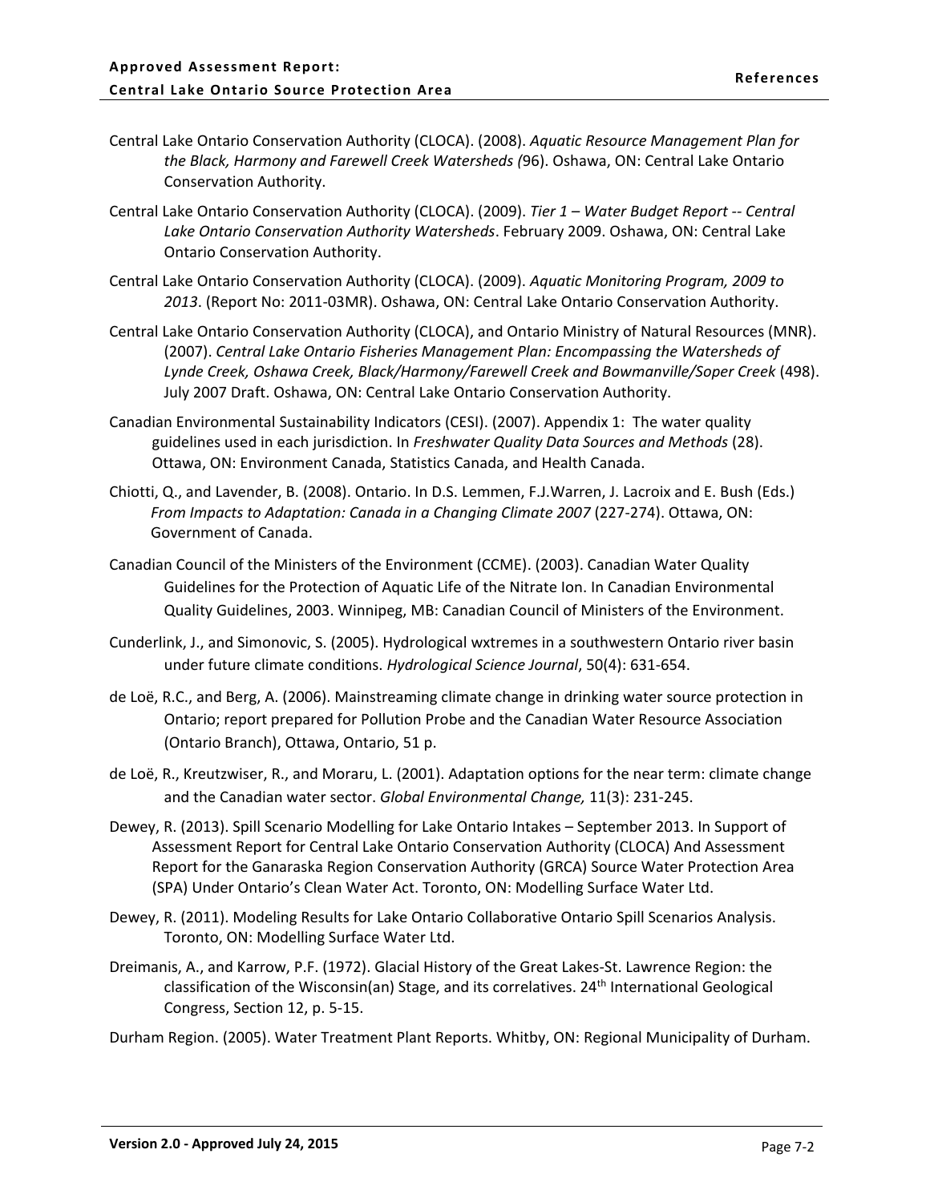Central Lake Ontario Conservation Authority (CLOCA). (2008). *Aquatic Resource Management Plan for the Black, Harmony and Farewell Creek Watersheds (*96). Oshawa, ON: Central Lake Ontario Conservation Authority.

Central Lake Ontario Conservation Authority (CLOCA). (2009). *Tier 1 – Water Budget Report -- Central Lake Ontario Conservation Authority Watersheds*. February 2009. Oshawa, ON: Central Lake Ontario Conservation Authority.

Central Lake Ontario Conservation Authority (CLOCA). (2009). *Aquatic Monitoring Program, 2009 to 2013*. (Report No: 2011-03MR). Oshawa, ON: Central Lake Ontario Conservation Authority.

Central Lake Ontario Conservation Authority (CLOCA), and Ontario Ministry of Natural Resources (MNR). (2007). *Central Lake Ontario Fisheries Management Plan: Encompassing the Watersheds of Lynde Creek, Oshawa Creek, Black/Harmony/Farewell Creek and Bowmanville/Soper Creek* (498). July 2007 Draft. Oshawa, ON: Central Lake Ontario Conservation Authority.

Canadian Environmental Sustainability Indicators (CESI). (2007). Appendix 1: The water quality guidelines used in each jurisdiction. In *Freshwater Quality Data Sources and Methods* (28). Ottawa, ON: Environment Canada, Statistics Canada, and Health Canada.

Chiotti, Q., and Lavender, B. (2008). Ontario. In D.S. Lemmen, F.J.Warren, J. Lacroix and E. Bush (Eds.) *From Impacts to Adaptation: Canada in a Changing Climate 2007* (227-274). Ottawa, ON: Government of Canada.

Canadian Council of the Ministers of the Environment (CCME). (2003). Canadian Water Quality Guidelines for the Protection of Aquatic Life of the Nitrate Ion. In Canadian Environmental Quality Guidelines, 2003. Winnipeg, MB: Canadian Council of Ministers of the Environment.

Cunderlink, J., and Simonovic, S. (2005). Hydrological wxtremes in a southwestern Ontario river basin under future climate conditions. *Hydrological Science Journal*, 50(4): 631-654.

de Loë, R.C., and Berg, A. (2006). Mainstreaming climate change in drinking water source protection in Ontario; report prepared for Pollution Probe and the Canadian Water Resource Association (Ontario Branch), Ottawa, Ontario, 51 p.

de Loë, R., Kreutzwiser, R., and Moraru, L. (2001). Adaptation options for the near term: climate change and the Canadian water sector. *Global Environmental Change,* 11(3): 231-245.

Dewey, R. (2013). Spill Scenario Modelling for Lake Ontario Intakes – September 2013. In Support of Assessment Report for Central Lake Ontario Conservation Authority (CLOCA) And Assessment Report for the Ganaraska Region Conservation Authority (GRCA) Source Water Protection Area (SPA) Under Ontario's Clean Water Act. Toronto, ON: Modelling Surface Water Ltd.

Dewey, R. (2011). Modeling Results for Lake Ontario Collaborative Ontario Spill Scenarios Analysis. Toronto, ON: Modelling Surface Water Ltd.

Dreimanis, A., and Karrow, P.F. (1972). Glacial History of the Great Lakes-St. Lawrence Region: the classification of the Wisconsin(an) Stage, and its correlatives. 24th International Geological Congress, Section 12, p. 5-15.

Durham Region. (2005). Water Treatment Plant Reports. Whitby, ON: Regional Municipality of Durham.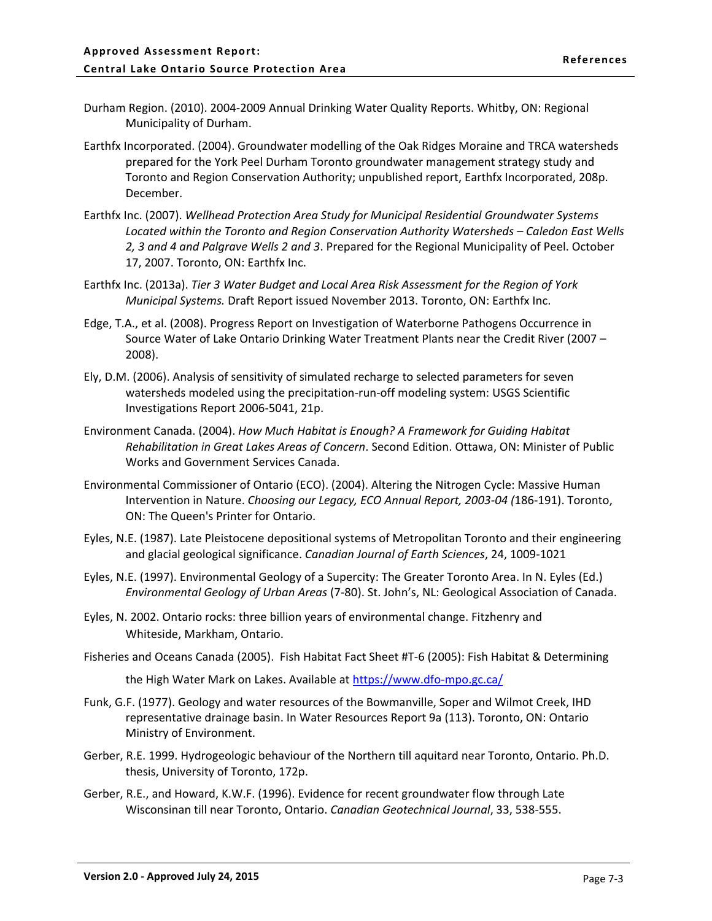Durham Region. (2010). 2004-2009 Annual Drinking Water Quality Reports. Whitby, ON: Regional Municipality of Durham.

Earthfx Incorporated. (2004). Groundwater modelling of the Oak Ridges Moraine and TRCA watersheds prepared for the York Peel Durham Toronto groundwater management strategy study and Toronto and Region Conservation Authority; unpublished report, Earthfx Incorporated, 208p. December.

Earthfx Inc. (2007). *Wellhead Protection Area Study for Municipal Residential Groundwater Systems Located within the Toronto and Region Conservation Authority Watersheds – Caledon East Wells 2, 3 and 4 and Palgrave Wells 2 and 3*. Prepared for the Regional Municipality of Peel. October 17, 2007. Toronto, ON: Earthfx Inc.

Earthfx Inc. (2013a). *Tier 3 Water Budget and Local Area Risk Assessment for the Region of York Municipal Systems.* Draft Report issued November 2013. Toronto, ON: Earthfx Inc.

Edge, T.A., et al. (2008). Progress Report on Investigation of Waterborne Pathogens Occurrence in Source Water of Lake Ontario Drinking Water Treatment Plants near the Credit River (2007 – 2008).

Ely, D.M. (2006). Analysis of sensitivity of simulated recharge to selected parameters for seven watersheds modeled using the precipitation-run-off modeling system: USGS Scientific Investigations Report 2006-5041, 21p.

Environment Canada. (2004). *How Much Habitat is Enough? A Framework for Guiding Habitat Rehabilitation in Great Lakes Areas of Concern*. Second Edition. Ottawa, ON: Minister of Public Works and Government Services Canada.

Environmental Commissioner of Ontario (ECO). (2004). Altering the Nitrogen Cycle: Massive Human Intervention in Nature. *Choosing our Legacy, ECO Annual Report, 2003-04 (*186-191). Toronto, ON: The Queen's Printer for Ontario.

Eyles, N.E. (1987). Late Pleistocene depositional systems of Metropolitan Toronto and their engineering and glacial geological significance. *Canadian Journal of Earth Sciences*, 24, 1009-1021

Eyles, N.E. (1997). Environmental Geology of a Supercity: The Greater Toronto Area. In N. Eyles (Ed.) *Environmental Geology of Urban Areas* (7-80). St. John's, NL: Geological Association of Canada.

Eyles, N. 2002. Ontario rocks: three billion years of environmental change. Fitzhenry and Whiteside, Markham, Ontario.

Fisheries and Oceans Canada (2005). Fish Habitat Fact Sheet #T-6 (2005): Fish Habitat & Determining the High Water Mark on Lakes. Available at https://www.dfo-mpo.gc.ca/

Funk, G.F. (1977). Geology and water resources of the Bowmanville, Soper and Wilmot Creek, IHD representative drainage basin. In Water Resources Report 9a (113). Toronto, ON: Ontario Ministry of Environment.

Gerber, R.E. 1999. Hydrogeologic behaviour of the Northern till aquitard near Toronto, Ontario. Ph.D. thesis, University of Toronto, 172p.

Gerber, R.E., and Howard, K.W.F. (1996). Evidence for recent groundwater flow through Late Wisconsinan till near Toronto, Ontario. *Canadian Geotechnical Journal*, 33, 538-555.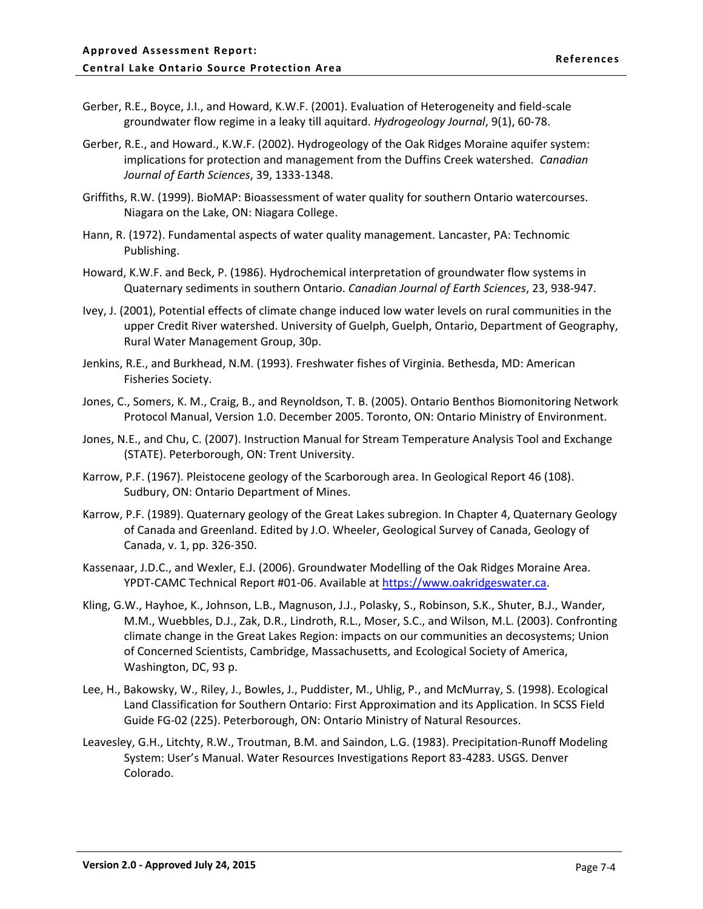Gerber, R.E., Boyce, J.I., and Howard, K.W.F. (2001). Evaluation of Heterogeneity and field-scale groundwater flow regime in a leaky till aquitard. *Hydrogeology Journal*, 9(1), 60-78.

Gerber, R.E., and Howard., K.W.F. (2002). Hydrogeology of the Oak Ridges Moraine aquifer system: implications for protection and management from the Duffins Creek watershed. *Canadian Journal of Earth Sciences*, 39, 1333-1348.

Griffiths, R.W. (1999). BioMAP: Bioassessment of water quality for southern Ontario watercourses. Niagara on the Lake, ON: Niagara College.

Hann, R. (1972). Fundamental aspects of water quality management. Lancaster, PA: Technomic Publishing.

Howard, K.W.F. and Beck, P. (1986). Hydrochemical interpretation of groundwater flow systems in Quaternary sediments in southern Ontario. *Canadian Journal of Earth Sciences*, 23, 938-947.

Ivey, J. (2001), Potential effects of climate change induced low water levels on rural communities in the upper Credit River watershed. University of Guelph, Guelph, Ontario, Department of Geography, Rural Water Management Group, 30p.

Jenkins, R.E., and Burkhead, N.M. (1993). Freshwater fishes of Virginia. Bethesda, MD: American Fisheries Society.

Jones, C., Somers, K. M., Craig, B., and Reynoldson, T. B. (2005). Ontario Benthos Biomonitoring Network Protocol Manual, Version 1.0. December 2005. Toronto, ON: Ontario Ministry of Environment.

Jones, N.E., and Chu, C. (2007). Instruction Manual for Stream Temperature Analysis Tool and Exchange (STATE). Peterborough, ON: Trent University.

Karrow, P.F. (1967). Pleistocene geology of the Scarborough area. In Geological Report 46 (108). Sudbury, ON: Ontario Department of Mines.

Karrow, P.F. (1989). Quaternary geology of the Great Lakes subregion. In Chapter 4, Quaternary Geology of Canada and Greenland. Edited by J.O. Wheeler, Geological Survey of Canada, Geology of Canada, v. 1, pp. 326-350.

Kassenaar, J.D.C., and Wexler, E.J. (2006). Groundwater Modelling of the Oak Ridges Moraine Area. YPDT-CAMC Technical Report #01-06. Available at [https://www.oakridgeswater.ca](https://www.oakridgeswater.ca).

Kling, G.W., Hayhoe, K., Johnson, L.B., Magnuson, J.J., Polasky, S., Robinson, S.K., Shuter, B.J., Wander, M.M., Wuebbles, D.J., Zak, D.R., Lindroth, R.L., Moser, S.C., and Wilson, M.L. (2003). Confronting climate change in the Great Lakes Region: impacts on our communities an decosystems; Union of Concerned Scientists, Cambridge, Massachusetts, and Ecological Society of America, Washington, DC, 93 p.

Lee, H., Bakowsky, W., Riley, J., Bowles, J., Puddister, M., Uhlig, P., and McMurray, S. (1998). Ecological Land Classification for Southern Ontario: First Approximation and its Application. In SCSS Field Guide FG-02 (225). Peterborough, ON: Ontario Ministry of Natural Resources.

Leavesley, G.H., Litchty, R.W., Troutman, B.M. and Saindon, L.G. (1983). Precipitation-Runoff Modeling System: User's Manual. Water Resources Investigations Report 83-4283. USGS. Denver Colorado.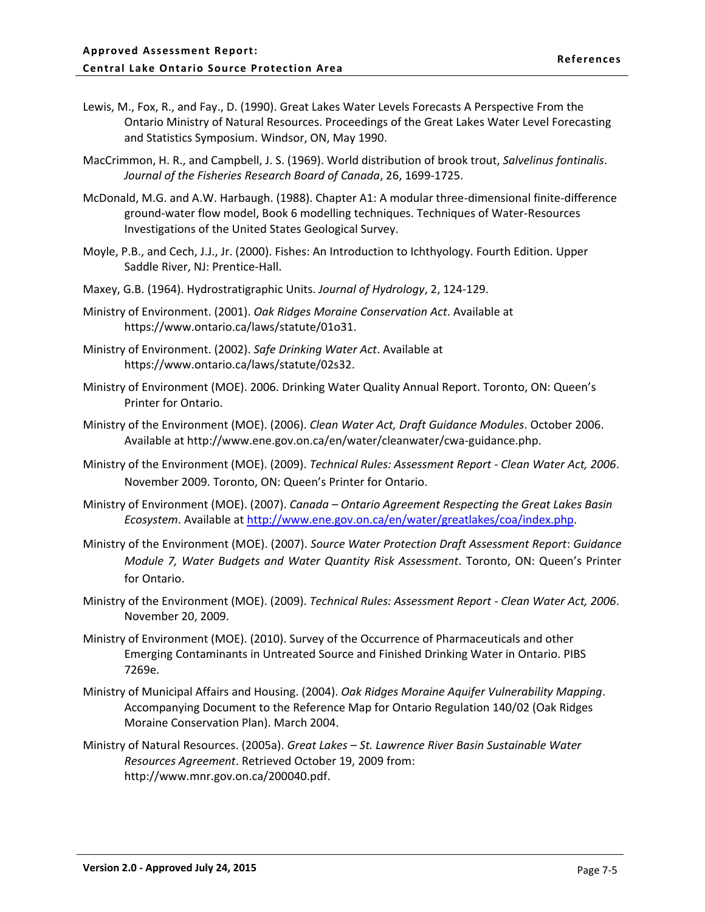Lewis, M., Fox, R., and Fay., D. (1990). Great Lakes Water Levels Forecasts A Perspective From the Ontario Ministry of Natural Resources. Proceedings of the Great Lakes Water Level Forecasting and Statistics Symposium. Windsor, ON, May 1990.

MacCrimmon, H. R., and Campbell, J. S. (1969). World distribution of brook trout, *Salvelinus fontinalis*. *Journal of the Fisheries Research Board of Canada*, 26, 1699-1725.

McDonald, M.G. and A.W. Harbaugh. (1988). Chapter A1: A modular three-dimensional finite-difference ground-water flow model, Book 6 modelling techniques. Techniques of Water-Resources Investigations of the United States Geological Survey.

Moyle, P.B., and Cech, J.J., Jr. (2000). Fishes: An Introduction to Ichthyology. Fourth Edition. Upper Saddle River, NJ: Prentice-Hall.

Maxey, G.B. (1964). Hydrostratigraphic Units. *Journal of Hydrology*, 2, 124-129.

Ministry of Environment. (2001). *Oak Ridges Moraine Conservation Act*. Available at https://www.ontario.ca/laws/statute/01o31.

Ministry of Environment. (2002). *Safe Drinking Water Act*. Available at https://www.ontario.ca/laws/statute/02s32.

Ministry of Environment (MOE). 2006. Drinking Water Quality Annual Report. Toronto, ON: Queen's Printer for Ontario.

Ministry of the Environment (MOE). (2006). *Clean Water Act, Draft Guidance Modules*. October 2006. Available at http://www.ene.gov.on.ca/en/water/cleanwater/cwa-guidance.php.

Ministry of the Environment (MOE). (2009). *Technical Rules: Assessment Report - Clean Water Act, 2006*. November 2009. Toronto, ON: Queen's Printer for Ontario.

Ministry of Environment (MOE). (2007). *Canada – Ontario Agreement Respecting the Great Lakes Basin Ecosystem*. Available at http://www.ene.gov.on.ca/en/water/greatlakes/coa/index.php.

Ministry of the Environment (MOE). (2007). *Source Water Protection Draft Assessment Report*: *Guidance Module 7, Water Budgets and Water Quantity Risk Assessment*. Toronto, ON: Queen's Printer for Ontario.

Ministry of the Environment (MOE). (2009). *Technical Rules: Assessment Report - Clean Water Act, 2006*. November 20, 2009.

Ministry of Environment (MOE). (2010). Survey of the Occurrence of Pharmaceuticals and other Emerging Contaminants in Untreated Source and Finished Drinking Water in Ontario. PIBS 7269e.

Ministry of Municipal Affairs and Housing. (2004). *Oak Ridges Moraine Aquifer Vulnerability Mapping*. Accompanying Document to the Reference Map for Ontario Regulation 140/02 (Oak Ridges Moraine Conservation Plan). March 2004.

Ministry of Natural Resources. (2005a). *Great Lakes – St. Lawrence River Basin Sustainable Water Resources Agreement*. Retrieved October 19, 2009 from: http://www.mnr.gov.on.ca/200040.pdf.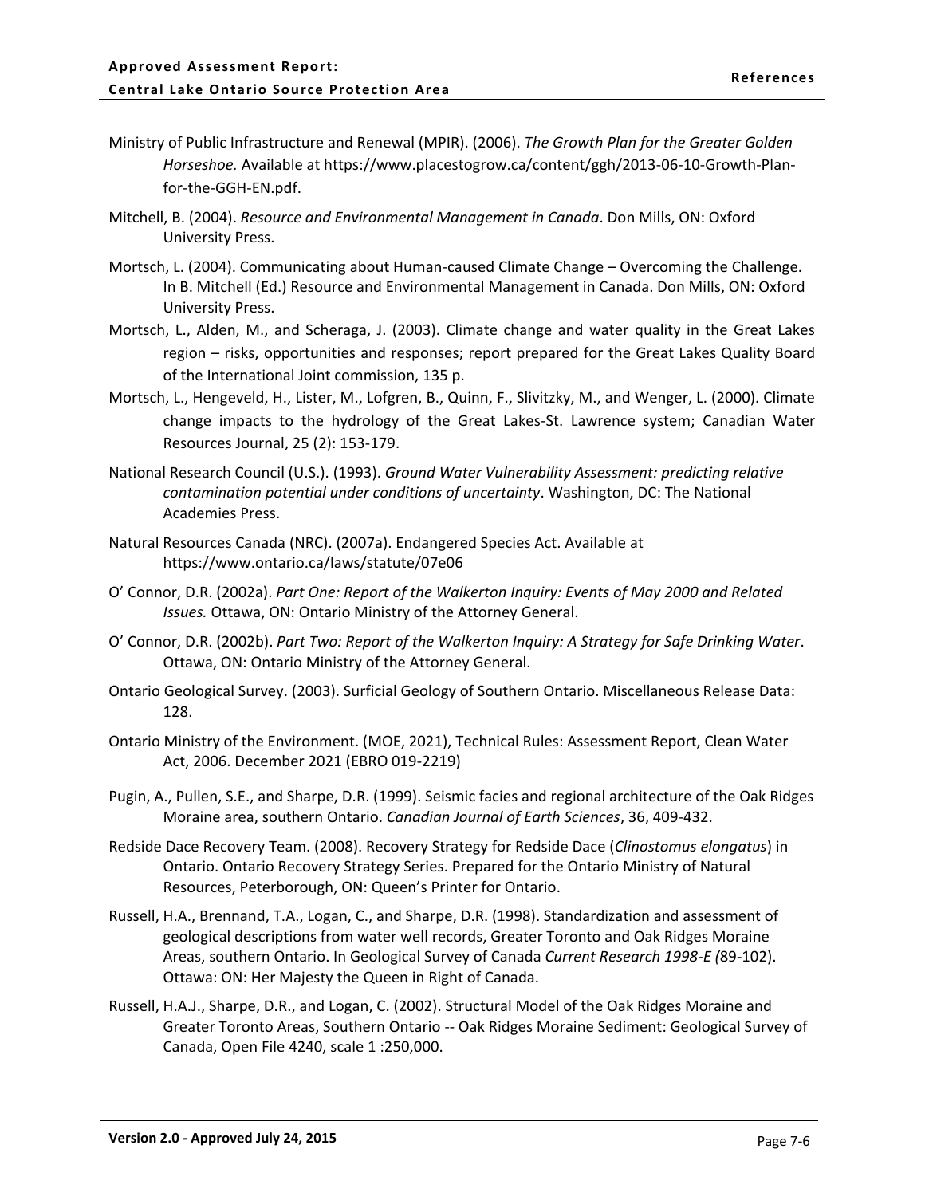Ministry of Public Infrastructure and Renewal (MPIR). (2006). *The Growth Plan for the Greater Golden Horseshoe.* Available at https://www.placestogrow.ca/content/ggh/2013-06-10-Growth-Plan-for-the-GGH-EN.pdf.

Mitchell, B. (2004). *Resource and Environmental Management in Canada*. Don Mills, ON: Oxford University Press.

Mortsch, L. (2004). Communicating about Human-caused Climate Change – Overcoming the Challenge. In B. Mitchell (Ed.) Resource and Environmental Management in Canada. Don Mills, ON: Oxford University Press.

Mortsch, L., Alden, M., and Scheraga, J. (2003). Climate change and water quality in the Great Lakes region – risks, opportunities and responses; report prepared for the Great Lakes Quality Board of the International Joint commission, 135 p.

Mortsch, L., Hengeveld, H., Lister, M., Lofgren, B., Quinn, F., Slivitzky, M., and Wenger, L. (2000). Climate change impacts to the hydrology of the Great Lakes-St. Lawrence system; Canadian Water Resources Journal, 25 (2): 153-179.

National Research Council (U.S.). (1993). *Ground Water Vulnerability Assessment: predicting relative contamination potential under conditions of uncertainty*. Washington, DC: The National Academies Press.

Natural Resources Canada (NRC). (2007a). Endangered Species Act. Available at https://www.ontario.ca/laws/statute/07e06

O' Connor, D.R. (2002a). *Part One: Report of the Walkerton Inquiry: Events of May 2000 and Related Issues.* Ottawa, ON: Ontario Ministry of the Attorney General.

O' Connor, D.R. (2002b). *Part Two: Report of the Walkerton Inquiry: A Strategy for Safe Drinking Water*. Ottawa, ON: Ontario Ministry of the Attorney General.

Ontario Geological Survey. (2003). Surficial Geology of Southern Ontario. Miscellaneous Release Data: 128.

Ontario Ministry of the Environment. (MOE, 2021), Technical Rules: Assessment Report, Clean Water Act, 2006. December 2021 (EBRO 019-2219)

Pugin, A., Pullen, S.E., and Sharpe, D.R. (1999). Seismic facies and regional architecture of the Oak Ridges Moraine area, southern Ontario. *Canadian Journal of Earth Sciences*, 36, 409-432.

Redside Dace Recovery Team. (2008). Recovery Strategy for Redside Dace (*Clinostomus elongatus*) in Ontario. Ontario Recovery Strategy Series. Prepared for the Ontario Ministry of Natural Resources, Peterborough, ON: Queen's Printer for Ontario.

Russell, H.A., Brennand, T.A., Logan, C., and Sharpe, D.R. (1998). Standardization and assessment of geological descriptions from water well records, Greater Toronto and Oak Ridges Moraine Areas, southern Ontario. In Geological Survey of Canada *Current Research 1998-E (*89-102). Ottawa: ON: Her Majesty the Queen in Right of Canada.

Russell, H.A.J., Sharpe, D.R., and Logan, C. (2002). Structural Model of the Oak Ridges Moraine and Greater Toronto Areas, Southern Ontario -- Oak Ridges Moraine Sediment: Geological Survey of Canada, Open File 4240, scale 1 :250,000.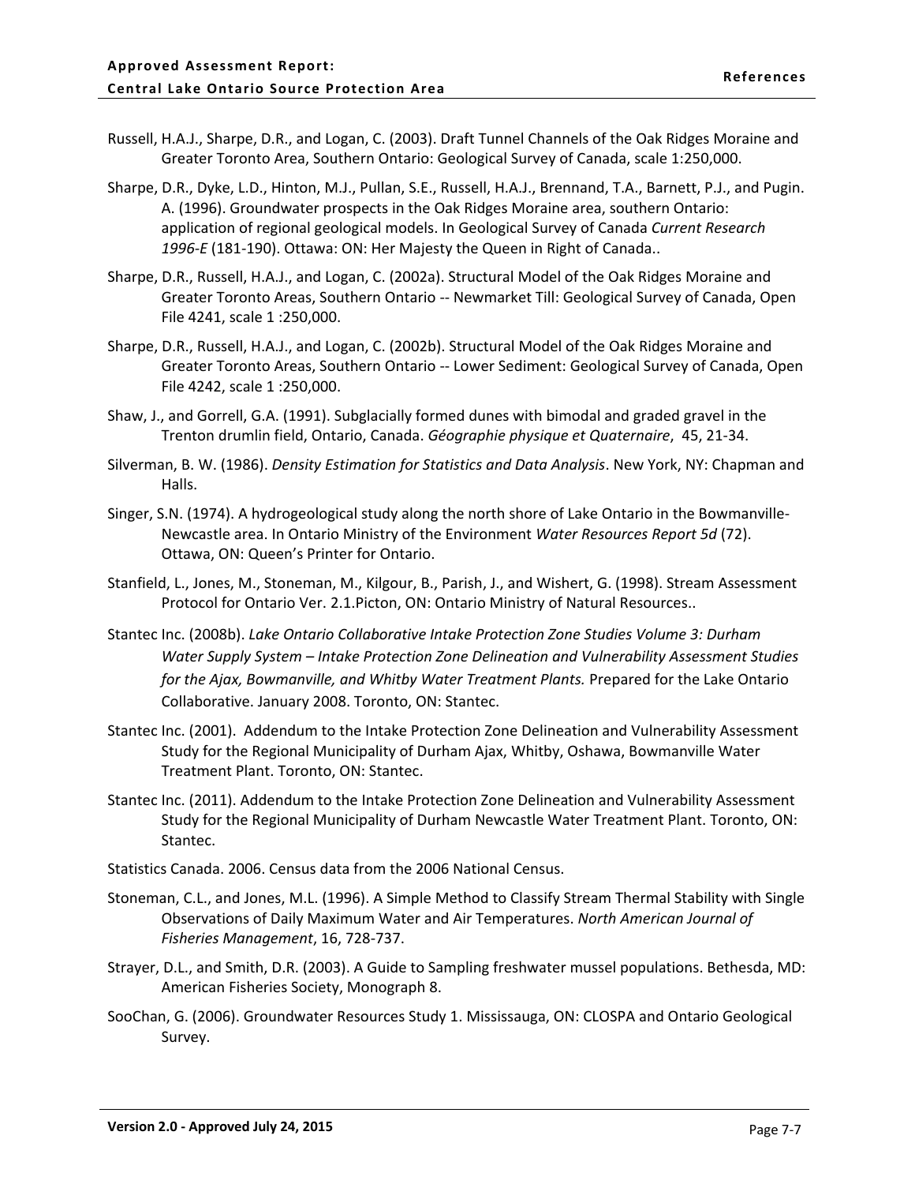Russell, H.A.J., Sharpe, D.R., and Logan, C. (2003). Draft Tunnel Channels of the Oak Ridges Moraine and Greater Toronto Area, Southern Ontario: Geological Survey of Canada, scale 1:250,000.

Sharpe, D.R., Dyke, L.D., Hinton, M.J., Pullan, S.E., Russell, H.A.J., Brennand, T.A., Barnett, P.J., and Pugin. A. (1996). Groundwater prospects in the Oak Ridges Moraine area, southern Ontario: application of regional geological models. In Geological Survey of Canada *Current Research 1996-E* (181-190). Ottawa: ON: Her Majesty the Queen in Right of Canada..

Sharpe, D.R., Russell, H.A.J., and Logan, C. (2002a). Structural Model of the Oak Ridges Moraine and Greater Toronto Areas, Southern Ontario -- Newmarket Till: Geological Survey of Canada, Open File 4241, scale 1 :250,000.

Sharpe, D.R., Russell, H.A.J., and Logan, C. (2002b). Structural Model of the Oak Ridges Moraine and Greater Toronto Areas, Southern Ontario -- Lower Sediment: Geological Survey of Canada, Open File 4242, scale 1 :250,000.

Shaw, J., and Gorrell, G.A. (1991). Subglacially formed dunes with bimodal and graded gravel in the Trenton drumlin field, Ontario, Canada. *Géographie physique et Quaternaire*, 45, 21-34.

Silverman, B. W. (1986). *Density Estimation for Statistics and Data Analysis*. New York, NY: Chapman and Halls.

Singer, S.N. (1974). A hydrogeological study along the north shore of Lake Ontario in the Bowmanville-Newcastle area. In Ontario Ministry of the Environment *Water Resources Report 5d* (72). Ottawa, ON: Queen's Printer for Ontario.

Stanfield, L., Jones, M., Stoneman, M., Kilgour, B., Parish, J., and Wishert, G. (1998). Stream Assessment Protocol for Ontario Ver. 2.1.Picton, ON: Ontario Ministry of Natural Resources..

Stantec Inc. (2008b). *Lake Ontario Collaborative Intake Protection Zone Studies Volume 3: Durham Water Supply System – Intake Protection Zone Delineation and Vulnerability Assessment Studies for the Ajax, Bowmanville, and Whitby Water Treatment Plants.* Prepared for the Lake Ontario Collaborative. January 2008. Toronto, ON: Stantec.

Stantec Inc. (2001). Addendum to the Intake Protection Zone Delineation and Vulnerability Assessment Study for the Regional Municipality of Durham Ajax, Whitby, Oshawa, Bowmanville Water Treatment Plant. Toronto, ON: Stantec.

Stantec Inc. (2011). Addendum to the Intake Protection Zone Delineation and Vulnerability Assessment Study for the Regional Municipality of Durham Newcastle Water Treatment Plant. Toronto, ON: Stantec.

Statistics Canada. 2006. Census data from the 2006 National Census.

Stoneman, C.L., and Jones, M.L. (1996). A Simple Method to Classify Stream Thermal Stability with Single Observations of Daily Maximum Water and Air Temperatures. *North American Journal of Fisheries Management*, 16, 728-737.

Strayer, D.L., and Smith, D.R. (2003). A Guide to Sampling freshwater mussel populations. Bethesda, MD: American Fisheries Society, Monograph 8.

SooChan, G. (2006). Groundwater Resources Study 1. Mississauga, ON: CLOSPA and Ontario Geological Survey.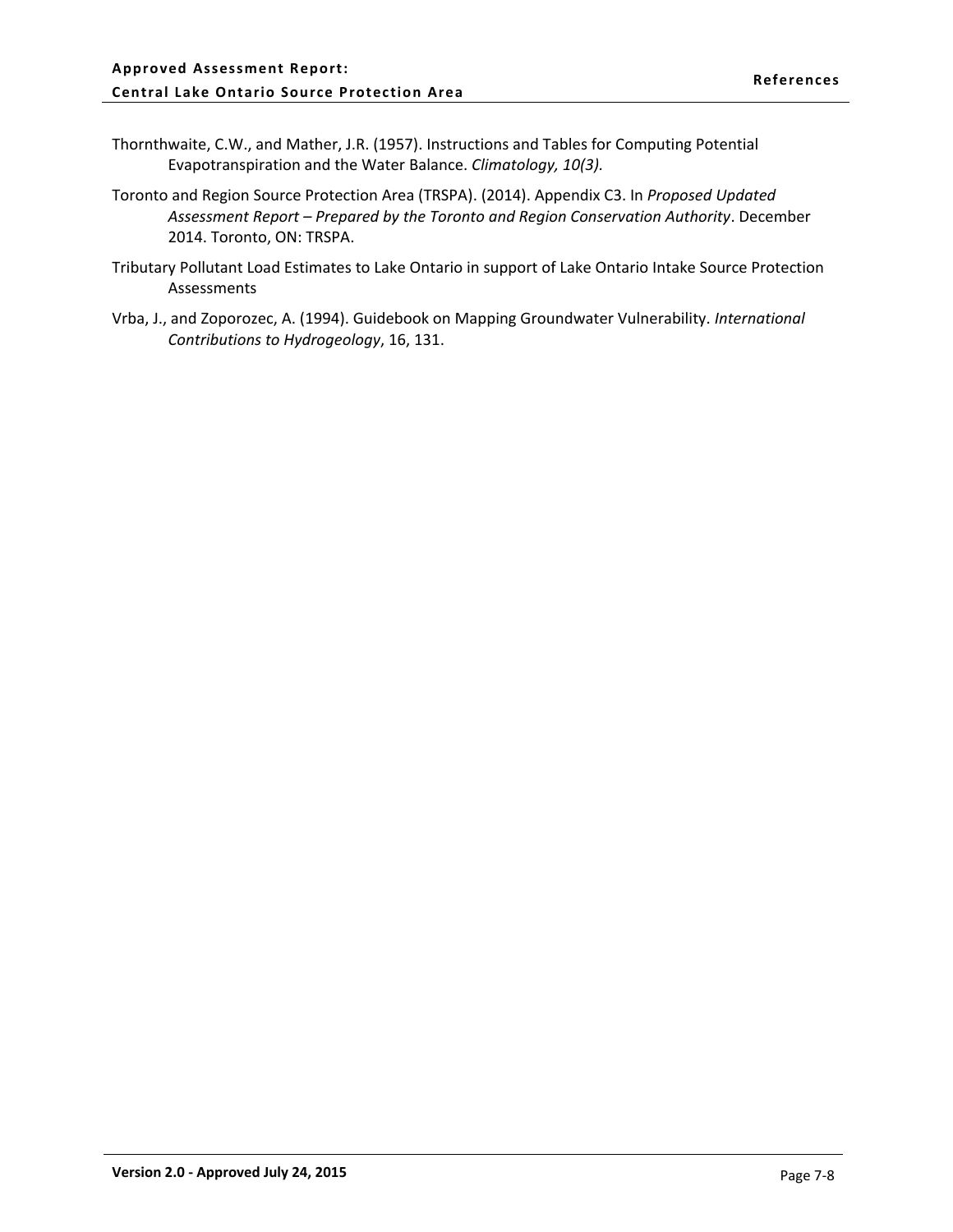Thornthwaite, C.W., and Mather, J.R. (1957). Instructions and Tables for Computing Potential Evapotranspiration and the Water Balance. *Climatology, 10(3).*

Toronto and Region Source Protection Area (TRSPA). (2014). Appendix C3. In *Proposed Updated Assessment Report – Prepared by the Toronto and Region Conservation Authority*. December 2014. Toronto, ON: TRSPA.

Tributary Pollutant Load Estimates to Lake Ontario in support of Lake Ontario Intake Source Protection Assessments

Vrba, J., and Zoporozec, A. (1994). Guidebook on Mapping Groundwater Vulnerability. *International Contributions to Hydrogeology*, 16, 131.